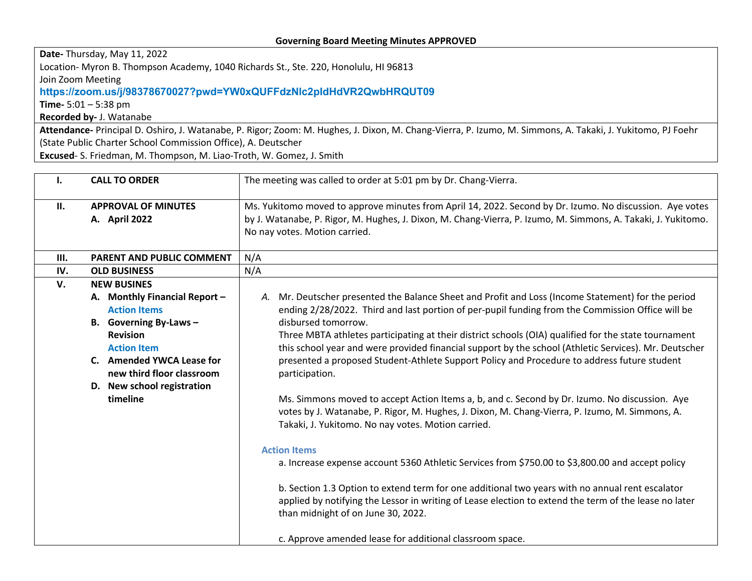**Governing Board Meeting Minutes APPROVED**

| |
|---|
| **Date-** Thursday, May 11, 2022<br>Location- Myron B. Thompson Academy, 1040 Richards St., Ste. 220, Honolulu, HI 96813<br>Join Zoom Meeting<br>**https://zoom.us/j/98378670027?pwd=YW0xQUFFdzNlc2pldHdVR2QwbHRQUT09**<br>**Time-** 5:01 – 5:38 pm<br>**Recorded by-** J. Watanabe |
| **Attendance-** Principal D. Oshiro, J. Watanabe, P. Rigor; Zoom: M. Hughes, J. Dixon, M. Chang-Vierra, P. Izumo, M. Simmons, A. Takaki, J. Yukitomo, PJ Foehr (State Public Charter School Commission Office), A. Deutscher<br>**Excused**- S. Friedman, M. Thompson, M. Liao-Troth, W. Gomez, J. Smith |

| | | |
|---|---|---|
| **I.** | **CALL TO ORDER** | The meeting was called to order at 5:01 pm by Dr. Chang-Vierra. |
| **II.** | **APPROVAL OF MINUTES**<br>**A. April 2022** | Ms. Yukitomo moved to approve minutes from April 14, 2022. Second by Dr. Izumo. No discussion. Aye votes by J. Watanabe, P. Rigor, M. Hughes, J. Dixon, M. Chang-Vierra, P. Izumo, M. Simmons, A. Takaki, J. Yukitomo. No nay votes. Motion carried. |
| **III.** | **PARENT AND PUBLIC COMMENT** | N/A |
| **IV.** | **OLD BUSINESS** | N/A |
| **V.** | **NEW BUSINES**<br>**A. Monthly Financial Report – Action Items**<br>**B. Governing By-Laws – Revision Action Item**<br>**C. Amended YWCA Lease for new third floor classroom**<br>**D. New school registration timeline** | *A.* Mr. Deutscher presented the Balance Sheet and Profit and Loss (Income Statement) for the period ending 2/28/2022. Third and last portion of per-pupil funding from the Commission Office will be disbursed tomorrow.<br>Three MBTA athletes participating at their district schools (OIA) qualified for the state tournament this school year and were provided financial support by the school (Athletic Services). Mr. Deutscher presented a proposed Student-Athlete Support Policy and Procedure to address future student participation.<br><br>Ms. Simmons moved to accept Action Items a, b, and c. Second by Dr. Izumo. No discussion. Aye votes by J. Watanabe, P. Rigor, M. Hughes, J. Dixon, M. Chang-Vierra, P. Izumo, M. Simmons, A. Takaki, J. Yukitomo. No nay votes. Motion carried.<br><br>**Action Items**<br>a. Increase expense account 5360 Athletic Services from $750.00 to $3,800.00 and accept policy<br><br>b. Section 1.3 Option to extend term for one additional two years with no annual rent escalator applied by notifying the Lessor in writing of Lease election to extend the term of the lease no later than midnight of on June 30, 2022.<br><br>c. Approve amended lease for additional classroom space. |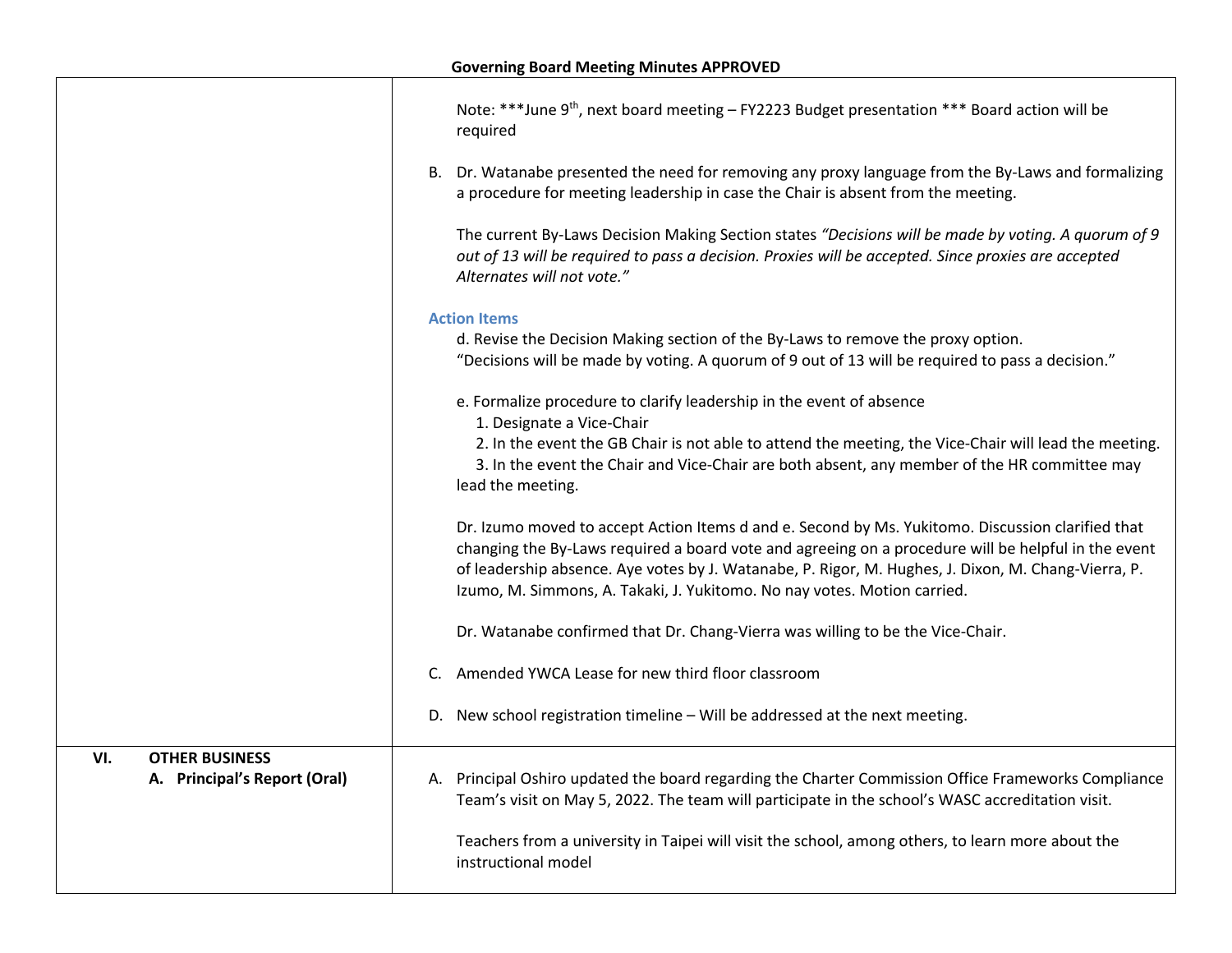**Governing Board Meeting Minutes APPROVED**

| | |
|---|---|
| | Note: ***June 9th, next board meeting – FY2223 Budget presentation *** Board action will be required<br><br>B. Dr. Watanabe presented the need for removing any proxy language from the By-Laws and formalizing a procedure for meeting leadership in case the Chair is absent from the meeting.<br><br>The current By-Laws Decision Making Section states *"Decisions will be made by voting. A quorum of 9 out of 13 will be required to pass a decision. Proxies will be accepted. Since proxies are accepted Alternates will not vote."*<br><br>**Action Items**<br>d. Revise the Decision Making section of the By-Laws to remove the proxy option. "Decisions will be made by voting. A quorum of 9 out of 13 will be required to pass a decision."<br><br>e. Formalize procedure to clarify leadership in the event of absence<br>1. Designate a Vice-Chair<br>2. In the event the GB Chair is not able to attend the meeting, the Vice-Chair will lead the meeting.<br>3. In the event the Chair and Vice-Chair are both absent, any member of the HR committee may lead the meeting.<br><br>Dr. Izumo moved to accept Action Items d and e. Second by Ms. Yukitomo. Discussion clarified that changing the By-Laws required a board vote and agreeing on a procedure will be helpful in the event of leadership absence. Aye votes by J. Watanabe, P. Rigor, M. Hughes, J. Dixon, M. Chang-Vierra, P. Izumo, M. Simmons, A. Takaki, J. Yukitomo. No nay votes. Motion carried.<br><br>Dr. Watanabe confirmed that Dr. Chang-Vierra was willing to be the Vice-Chair.<br><br>C. Amended YWCA Lease for new third floor classroom<br><br>D. New school registration timeline – Will be addressed at the next meeting. |
| **VI. OTHER BUSINESS**<br>**A. Principal's Report (Oral)** | A. Principal Oshiro updated the board regarding the Charter Commission Office Frameworks Compliance Team's visit on May 5, 2022. The team will participate in the school's WASC accreditation visit.<br><br>Teachers from a university in Taipei will visit the school, among others, to learn more about the instructional model |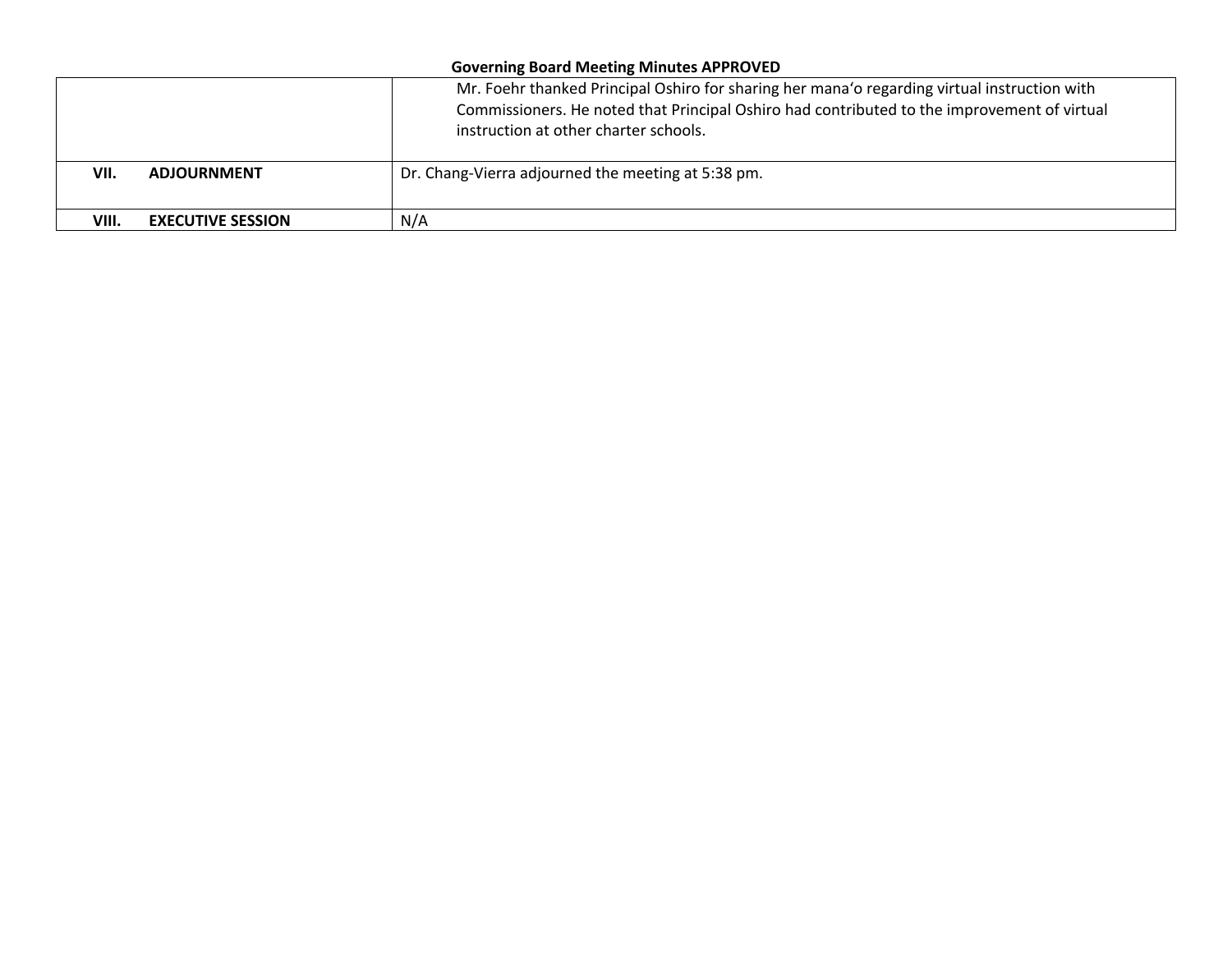| | |
|---|---|
| | Mr. Foehr thanked Principal Oshiro for sharing her manaʻo regarding virtual instruction with Commissioners. He noted that Principal Oshiro had contributed to the improvement of virtual instruction at other charter schools. |
| **VII. ADJOURNMENT** | Dr. Chang-Vierra adjourned the meeting at 5:38 pm. |
| **VIII. EXECUTIVE SESSION** | N/A |